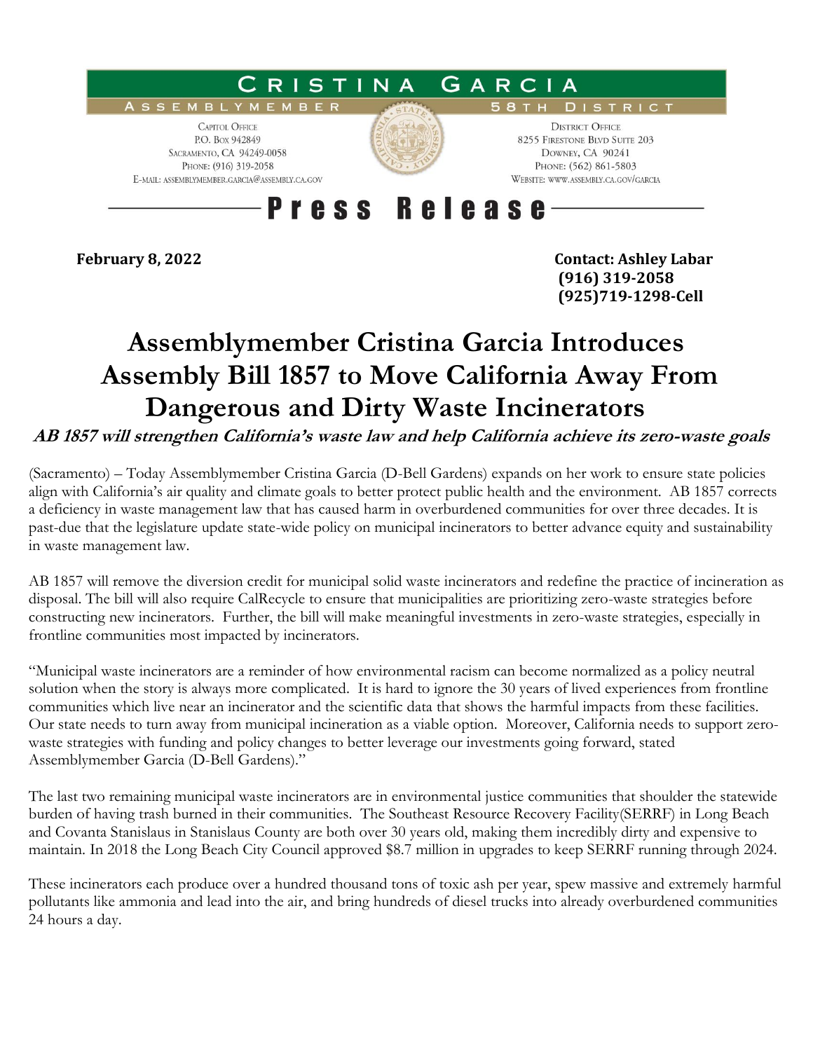**CRISTINA GARCIA**
**ASSEMBLYMEMBER** — **58TH DISTRICT**

CAPITOL OFFICE
P.O. BOX 942849
SACRAMENTO, CA 94249-0058
PHONE: (916) 319-2058
E-MAIL: ASSEMBLYMEMBER.GARCIA@ASSEMBLY.CA.GOV

DISTRICT OFFICE
8255 FIRESTONE BLVD SUITE 203
DOWNEY, CA 90241
PHONE: (562) 861-5803
WEBSITE: WWW.ASSEMBLY.CA.GOV/GARCIA

**Press Release**

**February 8, 2022**

**Contact: Ashley Labar**
**(916) 319-2058**
**(925)719-1298-Cell**

# Assemblymember Cristina Garcia Introduces Assembly Bill 1857 to Move California Away From Dangerous and Dirty Waste Incinerators

***AB 1857 will strengthen California's waste law and help California achieve its zero-waste goals***

(Sacramento) – Today Assemblymember Cristina Garcia (D-Bell Gardens) expands on her work to ensure state policies align with California's air quality and climate goals to better protect public health and the environment. AB 1857 corrects a deficiency in waste management law that has caused harm in overburdened communities for over three decades. It is past-due that the legislature update state-wide policy on municipal incinerators to better advance equity and sustainability in waste management law.

AB 1857 will remove the diversion credit for municipal solid waste incinerators and redefine the practice of incineration as disposal. The bill will also require CalRecycle to ensure that municipalities are prioritizing zero-waste strategies before constructing new incinerators. Further, the bill will make meaningful investments in zero-waste strategies, especially in frontline communities most impacted by incinerators.

"Municipal waste incinerators are a reminder of how environmental racism can become normalized as a policy neutral solution when the story is always more complicated. It is hard to ignore the 30 years of lived experiences from frontline communities which live near an incinerator and the scientific data that shows the harmful impacts from these facilities. Our state needs to turn away from municipal incineration as a viable option. Moreover, California needs to support zero-waste strategies with funding and policy changes to better leverage our investments going forward, stated Assemblymember Garcia (D-Bell Gardens)."

The last two remaining municipal waste incinerators are in environmental justice communities that shoulder the statewide burden of having trash burned in their communities. The Southeast Resource Recovery Facility(SERRF) in Long Beach and Covanta Stanislaus in Stanislaus County are both over 30 years old, making them incredibly dirty and expensive to maintain. In 2018 the Long Beach City Council approved $8.7 million in upgrades to keep SERRF running through 2024.

These incinerators each produce over a hundred thousand tons of toxic ash per year, spew massive and extremely harmful pollutants like ammonia and lead into the air, and bring hundreds of diesel trucks into already overburdened communities 24 hours a day.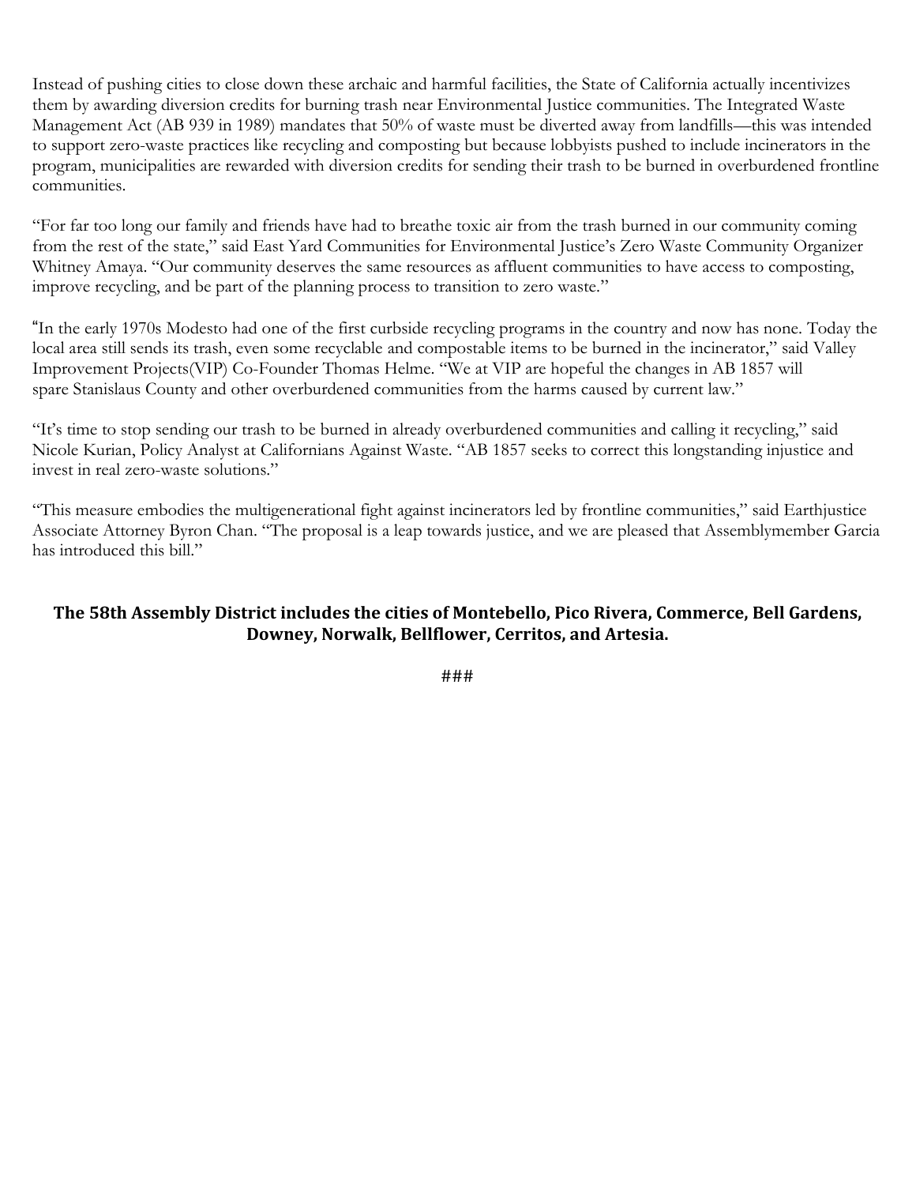Instead of pushing cities to close down these archaic and harmful facilities, the State of California actually incentivizes them by awarding diversion credits for burning trash near Environmental Justice communities. The Integrated Waste Management Act (AB 939 in 1989) mandates that 50% of waste must be diverted away from landfills—this was intended to support zero-waste practices like recycling and composting but because lobbyists pushed to include incinerators in the program, municipalities are rewarded with diversion credits for sending their trash to be burned in overburdened frontline communities.

"For far too long our family and friends have had to breathe toxic air from the trash burned in our community coming from the rest of the state," said East Yard Communities for Environmental Justice's Zero Waste Community Organizer Whitney Amaya. "Our community deserves the same resources as affluent communities to have access to composting, improve recycling, and be part of the planning process to transition to zero waste."

"In the early 1970s Modesto had one of the first curbside recycling programs in the country and now has none. Today the local area still sends its trash, even some recyclable and compostable items to be burned in the incinerator," said Valley Improvement Projects(VIP) Co-Founder Thomas Helme. "We at VIP are hopeful the changes in AB 1857 will spare Stanislaus County and other overburdened communities from the harms caused by current law."

"It's time to stop sending our trash to be burned in already overburdened communities and calling it recycling," said Nicole Kurian, Policy Analyst at Californians Against Waste. "AB 1857 seeks to correct this longstanding injustice and invest in real zero-waste solutions."

"This measure embodies the multigenerational fight against incinerators led by frontline communities," said Earthjustice Associate Attorney Byron Chan. "The proposal is a leap towards justice, and we are pleased that Assemblymember Garcia has introduced this bill."

**The 58th Assembly District includes the cities of Montebello, Pico Rivera, Commerce, Bell Gardens, Downey, Norwalk, Bellflower, Cerritos, and Artesia.**

###